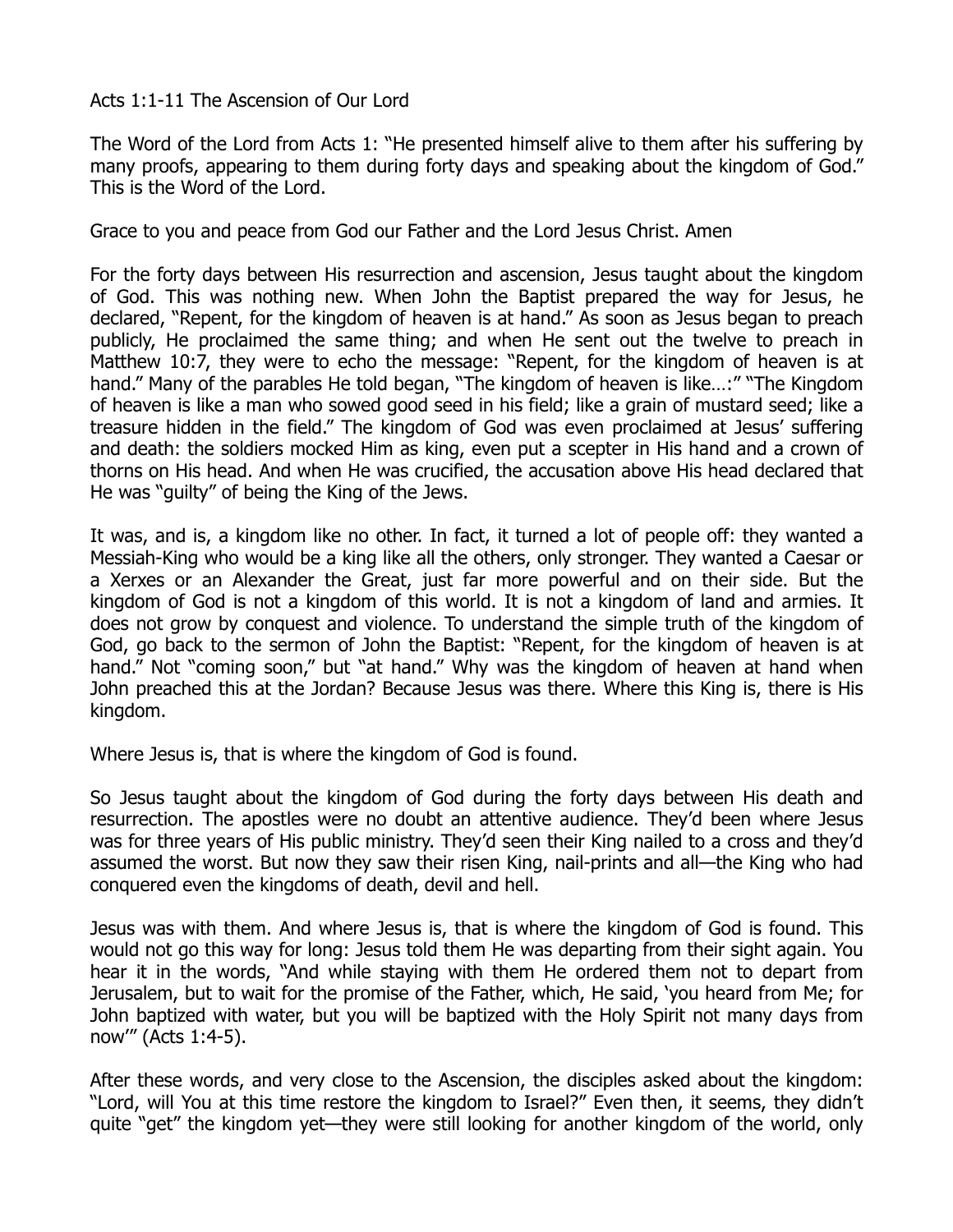Acts 1:1-11 The Ascension of Our Lord

The Word of the Lord from Acts 1: "He presented himself alive to them after his suffering by many proofs, appearing to them during forty days and speaking about the kingdom of God." This is the Word of the Lord.

Grace to you and peace from God our Father and the Lord Jesus Christ. Amen

For the forty days between His resurrection and ascension, Jesus taught about the kingdom of God. This was nothing new. When John the Baptist prepared the way for Jesus, he declared, "Repent, for the kingdom of heaven is at hand." As soon as Jesus began to preach publicly, He proclaimed the same thing; and when He sent out the twelve to preach in Matthew 10:7, they were to echo the message: "Repent, for the kingdom of heaven is at hand." Many of the parables He told began, "The kingdom of heaven is like…:" "The Kingdom of heaven is like a man who sowed good seed in his field; like a grain of mustard seed; like a treasure hidden in the field." The kingdom of God was even proclaimed at Jesus' suffering and death: the soldiers mocked Him as king, even put a scepter in His hand and a crown of thorns on His head. And when He was crucified, the accusation above His head declared that He was "guilty" of being the King of the Jews.

It was, and is, a kingdom like no other. In fact, it turned a lot of people off: they wanted a Messiah-King who would be a king like all the others, only stronger. They wanted a Caesar or a Xerxes or an Alexander the Great, just far more powerful and on their side. But the kingdom of God is not a kingdom of this world. It is not a kingdom of land and armies. It does not grow by conquest and violence. To understand the simple truth of the kingdom of God, go back to the sermon of John the Baptist: "Repent, for the kingdom of heaven is at hand." Not "coming soon," but "at hand." Why was the kingdom of heaven at hand when John preached this at the Jordan? Because Jesus was there. Where this King is, there is His kingdom.

Where Jesus is, that is where the kingdom of God is found.

So Jesus taught about the kingdom of God during the forty days between His death and resurrection. The apostles were no doubt an attentive audience. They'd been where Jesus was for three years of His public ministry. They'd seen their King nailed to a cross and they'd assumed the worst. But now they saw their risen King, nail-prints and all—the King who had conquered even the kingdoms of death, devil and hell.

Jesus was with them. And where Jesus is, that is where the kingdom of God is found. This would not go this way for long: Jesus told them He was departing from their sight again. You hear it in the words, "And while staying with them He ordered them not to depart from Jerusalem, but to wait for the promise of the Father, which, He said, 'you heard from Me; for John baptized with water, but you will be baptized with the Holy Spirit not many days from now'" (Acts 1:4-5).

After these words, and very close to the Ascension, the disciples asked about the kingdom: "Lord, will You at this time restore the kingdom to Israel?" Even then, it seems, they didn't quite "get" the kingdom yet—they were still looking for another kingdom of the world, only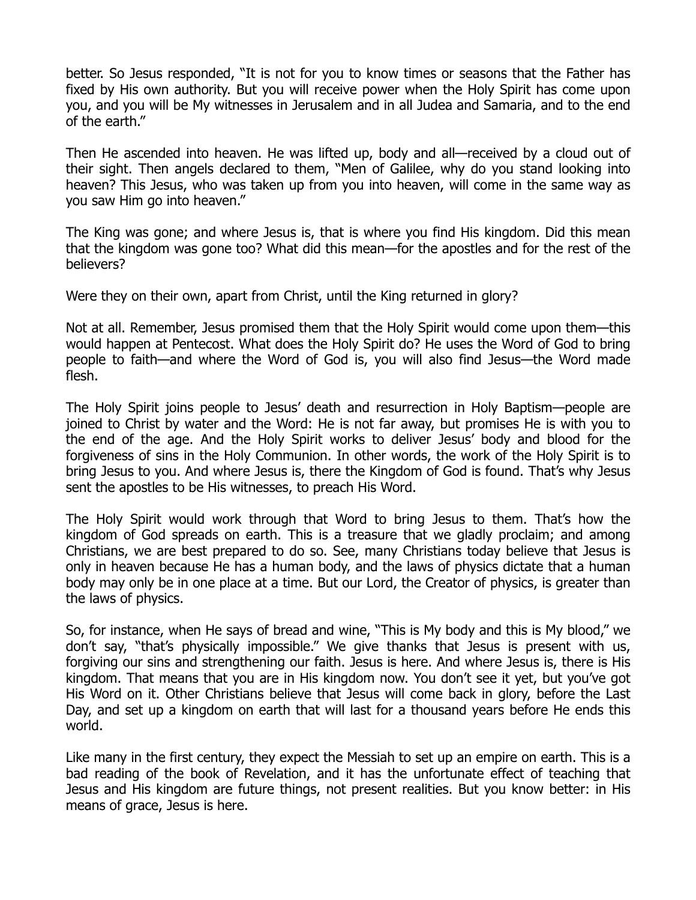better. So Jesus responded, "It is not for you to know times or seasons that the Father has fixed by His own authority. But you will receive power when the Holy Spirit has come upon you, and you will be My witnesses in Jerusalem and in all Judea and Samaria, and to the end of the earth."

Then He ascended into heaven. He was lifted up, body and all—received by a cloud out of their sight. Then angels declared to them, "Men of Galilee, why do you stand looking into heaven? This Jesus, who was taken up from you into heaven, will come in the same way as you saw Him go into heaven."

The King was gone; and where Jesus is, that is where you find His kingdom. Did this mean that the kingdom was gone too? What did this mean—for the apostles and for the rest of the believers?

Were they on their own, apart from Christ, until the King returned in glory?

Not at all. Remember, Jesus promised them that the Holy Spirit would come upon them—this would happen at Pentecost. What does the Holy Spirit do? He uses the Word of God to bring people to faith—and where the Word of God is, you will also find Jesus—the Word made flesh.

The Holy Spirit joins people to Jesus' death and resurrection in Holy Baptism—people are joined to Christ by water and the Word: He is not far away, but promises He is with you to the end of the age. And the Holy Spirit works to deliver Jesus' body and blood for the forgiveness of sins in the Holy Communion. In other words, the work of the Holy Spirit is to bring Jesus to you. And where Jesus is, there the Kingdom of God is found. That's why Jesus sent the apostles to be His witnesses, to preach His Word.

The Holy Spirit would work through that Word to bring Jesus to them. That's how the kingdom of God spreads on earth. This is a treasure that we gladly proclaim; and among Christians, we are best prepared to do so. See, many Christians today believe that Jesus is only in heaven because He has a human body, and the laws of physics dictate that a human body may only be in one place at a time. But our Lord, the Creator of physics, is greater than the laws of physics.

So, for instance, when He says of bread and wine, "This is My body and this is My blood," we don't say, "that's physically impossible." We give thanks that Jesus is present with us, forgiving our sins and strengthening our faith. Jesus is here. And where Jesus is, there is His kingdom. That means that you are in His kingdom now. You don't see it yet, but you've got His Word on it. Other Christians believe that Jesus will come back in glory, before the Last Day, and set up a kingdom on earth that will last for a thousand years before He ends this world.

Like many in the first century, they expect the Messiah to set up an empire on earth. This is a bad reading of the book of Revelation, and it has the unfortunate effect of teaching that Jesus and His kingdom are future things, not present realities. But you know better: in His means of grace, Jesus is here.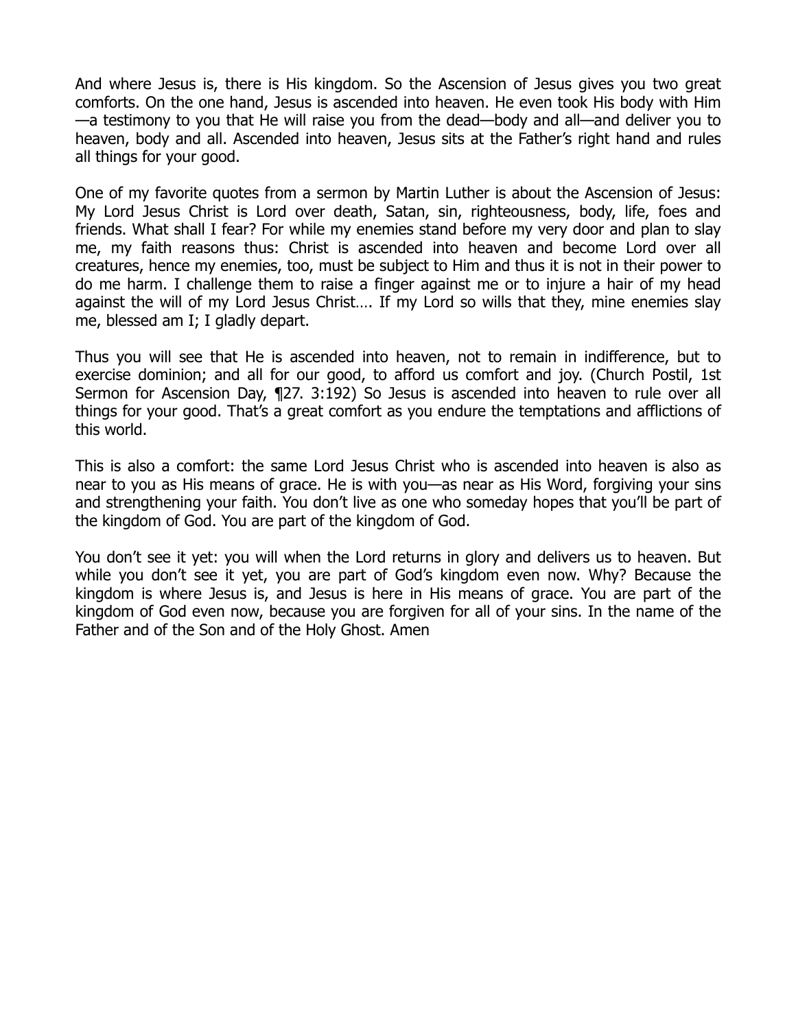And where Jesus is, there is His kingdom. So the Ascension of Jesus gives you two great comforts. On the one hand, Jesus is ascended into heaven. He even took His body with Him—a testimony to you that He will raise you from the dead—body and all—and deliver you to heaven, body and all. Ascended into heaven, Jesus sits at the Father's right hand and rules all things for your good.

One of my favorite quotes from a sermon by Martin Luther is about the Ascension of Jesus: My Lord Jesus Christ is Lord over death, Satan, sin, righteousness, body, life, foes and friends. What shall I fear? For while my enemies stand before my very door and plan to slay me, my faith reasons thus: Christ is ascended into heaven and become Lord over all creatures, hence my enemies, too, must be subject to Him and thus it is not in their power to do me harm. I challenge them to raise a finger against me or to injure a hair of my head against the will of my Lord Jesus Christ…. If my Lord so wills that they, mine enemies slay me, blessed am I; I gladly depart.

Thus you will see that He is ascended into heaven, not to remain in indifference, but to exercise dominion; and all for our good, to afford us comfort and joy. (Church Postil, 1st Sermon for Ascension Day, ¶27. 3:192) So Jesus is ascended into heaven to rule over all things for your good. That's a great comfort as you endure the temptations and afflictions of this world.

This is also a comfort: the same Lord Jesus Christ who is ascended into heaven is also as near to you as His means of grace. He is with you—as near as His Word, forgiving your sins and strengthening your faith. You don't live as one who someday hopes that you'll be part of the kingdom of God. You are part of the kingdom of God.

You don't see it yet: you will when the Lord returns in glory and delivers us to heaven. But while you don't see it yet, you are part of God's kingdom even now. Why? Because the kingdom is where Jesus is, and Jesus is here in His means of grace. You are part of the kingdom of God even now, because you are forgiven for all of your sins. In the name of the Father and of the Son and of the Holy Ghost. Amen